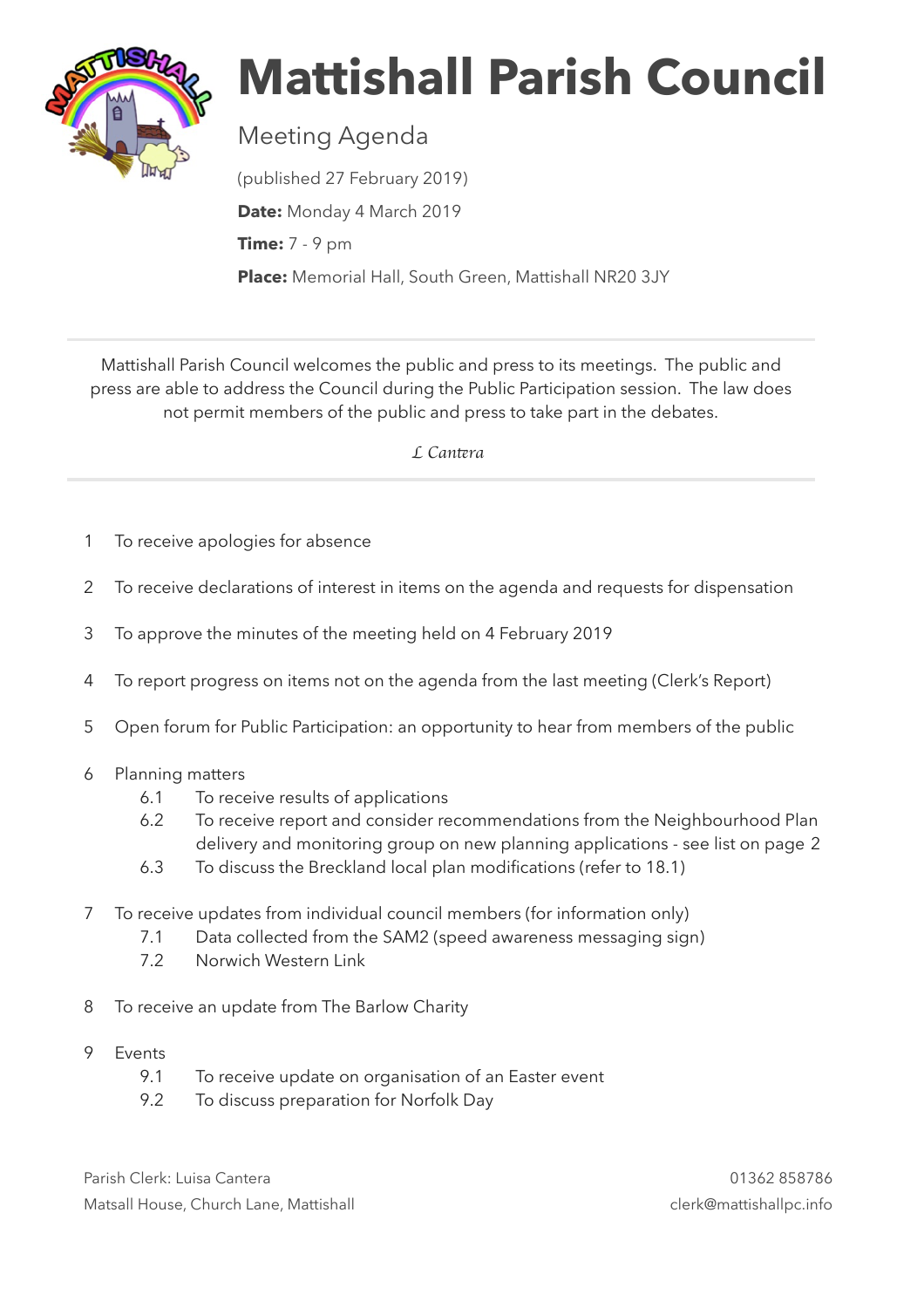# Mattishall Parish Council

## Meeting Agenda

(published 27 February 2019)

**Date:** Monday 4 March 2019

**Time:** 7 - 9 pm

**Place:** Memorial Hall, South Green, Mattishall NR20 3JY

---

Mattishall Parish Council welcomes the public and press to its meetings. The public and press are able to address the Council during the Public Participation session. The law does not permit members of the public and press to take part in the debates.

*L Cantera*

---

1 To receive apologies for absence

2 To receive declarations of interest in items on the agenda and requests for dispensation

3 To approve the minutes of the meeting held on 4 February 2019

4 To report progress on items not on the agenda from the last meeting (Clerk's Report)

5 Open forum for Public Participation: an opportunity to hear from members of the public

6 Planning matters
- 6.1 To receive results of applications
- 6.2 To receive report and consider recommendations from the Neighbourhood Plan delivery and monitoring group on new planning applications - see list on page 2
- 6.3 To discuss the Breckland local plan modifications (refer to 18.1)

7 To receive updates from individual council members (for information only)
- 7.1 Data collected from the SAM2 (speed awareness messaging sign)
- 7.2 Norwich Western Link

8 To receive an update from The Barlow Charity

9 Events
- 9.1 To receive update on organisation of an Easter event
- 9.2 To discuss preparation for Norfolk Day

Parish Clerk: Luisa Cantera
Matsall House, Church Lane, Mattishall

01362 858786
clerk@mattishallpc.info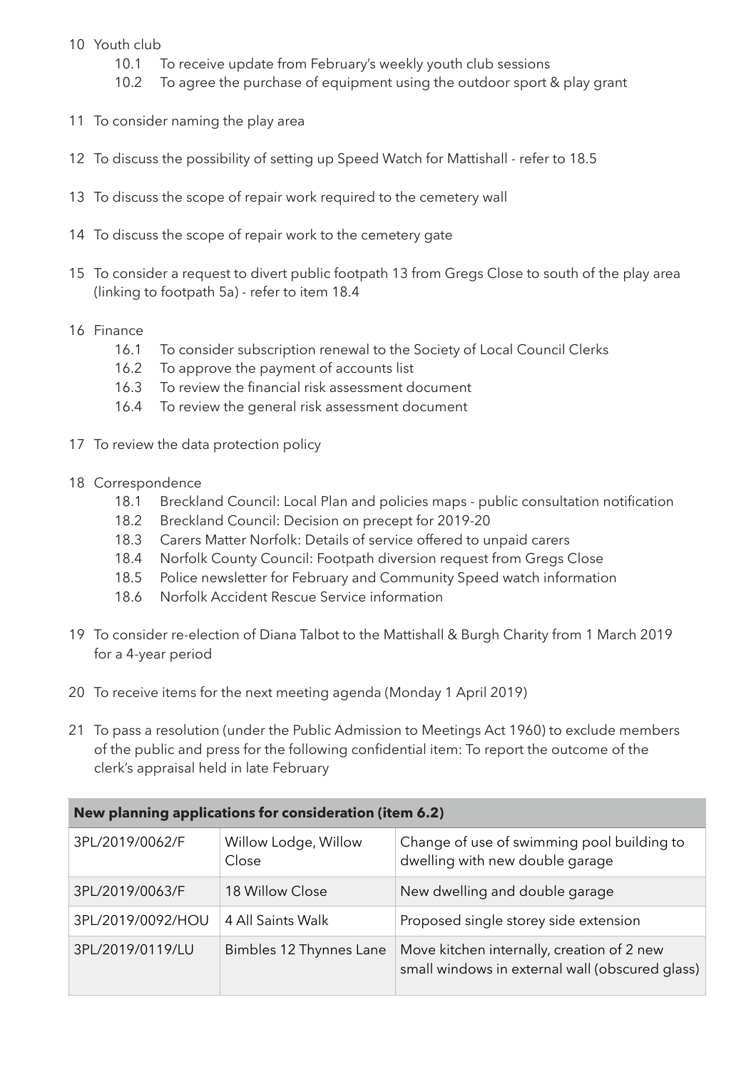10 Youth club
   - 10.1 To receive update from February's weekly youth club sessions
   - 10.2 To agree the purchase of equipment using the outdoor sport & play grant

11 To consider naming the play area

12 To discuss the possibility of setting up Speed Watch for Mattishall - refer to 18.5

13 To discuss the scope of repair work required to the cemetery wall

14 To discuss the scope of repair work to the cemetery gate

15 To consider a request to divert public footpath 13 from Gregs Close to south of the play area (linking to footpath 5a) - refer to item 18.4

16 Finance
   - 16.1 To consider subscription renewal to the Society of Local Council Clerks
   - 16.2 To approve the payment of accounts list
   - 16.3 To review the financial risk assessment document
   - 16.4 To review the general risk assessment document

17 To review the data protection policy

18 Correspondence
   - 18.1 Breckland Council: Local Plan and policies maps - public consultation notification
   - 18.2 Breckland Council: Decision on precept for 2019-20
   - 18.3 Carers Matter Norfolk: Details of service offered to unpaid carers
   - 18.4 Norfolk County Council: Footpath diversion request from Gregs Close
   - 18.5 Police newsletter for February and Community Speed watch information
   - 18.6 Norfolk Accident Rescue Service information

19 To consider re-election of Diana Talbot to the Mattishall & Burgh Charity from 1 March 2019 for a 4-year period

20 To receive items for the next meeting agenda (Monday 1 April 2019)

21 To pass a resolution (under the Public Admission to Meetings Act 1960) to exclude members of the public and press for the following confidential item: To report the outcome of the clerk's appraisal held in late February

| **New planning applications for consideration (item 6.2)** | | |
|---|---|---|
| 3PL/2019/0062/F | Willow Lodge, Willow Close | Change of use of swimming pool building to dwelling with new double garage |
| 3PL/2019/0063/F | 18 Willow Close | New dwelling and double garage |
| 3PL/2019/0092/HOU | 4 All Saints Walk | Proposed single storey side extension |
| 3PL/2019/0119/LU | Bimbles 12 Thynnes Lane | Move kitchen internally, creation of 2 new small windows in external wall (obscured glass) |